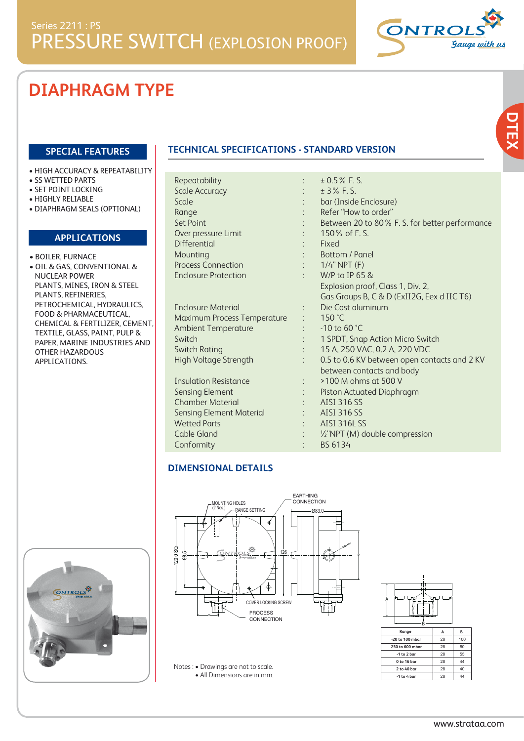Series 2211 : PS

# PRESSURE SWITCH (EXPLOSION PROOF)

ONTROLS Gauge with us

DTEX

## DIAPHRAGM TYPE

### SPECIAL FEATURES

- HIGH ACCURACY & REPEATABILITY
- SS WETTED PARTS
- SET POINT LOCKING
- HIGHLY RELIABLE
- DIAPHRAGM SEALS (OPTIONAL)

### APPLICATIONS

- BOILER, FURNACE
- OIL & GAS, CONVENTIONAL & NUCLEAR POWER PLANTS, MINES, IRON & STEEL PLANTS, REFINERIES, PETROCHEMICAL, HYDRAULICS, FOOD & PHARMACEUTICAL, CHEMICAL & FERTILIZER, CEMENT, TEXTILE, GLASS, PAINT, PULP & PAPER, MARINE INDUSTRIES AND OTHER HAZARDOUS APPLICATIONS.

### TECHNICAL SPECIFICATIONS - STANDARD VERSION

| | | |
|---|---|---|
| Repeatability | : | ± 0.5 % F. S. |
| Scale Accuracy | : | ± 3 % F. S. |
| Scale | : | bar (Inside Enclosure) |
| Range | : | Refer "How to order" |
| Set Point | : | Between 20 to 80 % F. S. for better performance |
| Over pressure Limit | : | 150 % of F. S. |
| Differential | : | Fixed |
| Mounting | : | Bottom / Panel |
| Process Connection | : | 1/4" NPT (F) |
| Enclosure Protection | : | W/P to IP 65 & Explosion proof, Class 1, Div. 2, Gas Groups B, C & D (ExII2G, Eex d IIC T6) |
| Enclosure Material | : | Die Cast aluminum |
| Maximum Process Temperature | : | 150 °C |
| Ambient Temperature | : | -10 to 60 °C |
| Switch | : | 1 SPDT, Snap Action Micro Switch |
| Switch Rating | : | 15 A, 250 VAC, 0.2 A, 220 VDC |
| High Voltage Strength | : | 0.5 to 0.6 KV between open contacts and 2 KV between contacts and body |
| Insulation Resistance | : | >100 M ohms at 500 V |
| Sensing Element | : | Piston Actuated Diaphragm |
| Chamber Material | : | AISI 316 SS |
| Sensing Element Material | : | AISI 316 SS |
| Wetted Parts | : | AISI 316L SS |
| Cable Gland | : | ½"NPT (M) double compression |
| Conformity | : | BS 6134 |

### DIMENSIONAL DETAILS

MOUNTING HOLES (2 Nos.), RANGE SETTING, EARTHING CONNECTION, Ø83.0, 120.0 SQ, 98.5, 126, COVER LOCKING SCREW, PROCESS CONNECTION

| Range | A | B |
|---|---|---|
| -20 to 100 mbar | 28 | 100 |
| 250 to 600 mbar | 28 | 80 |
| -1 to 2 bar | 28 | 55 |
| 0 to 16 bar | 28 | 44 |
| 2 to 40 bar | 28 | 40 |
| -1 to 4 bar | 28 | 44 |

Notes : • Drawings are not to scale.
• All Dimensions are in mm.

www.strataa.com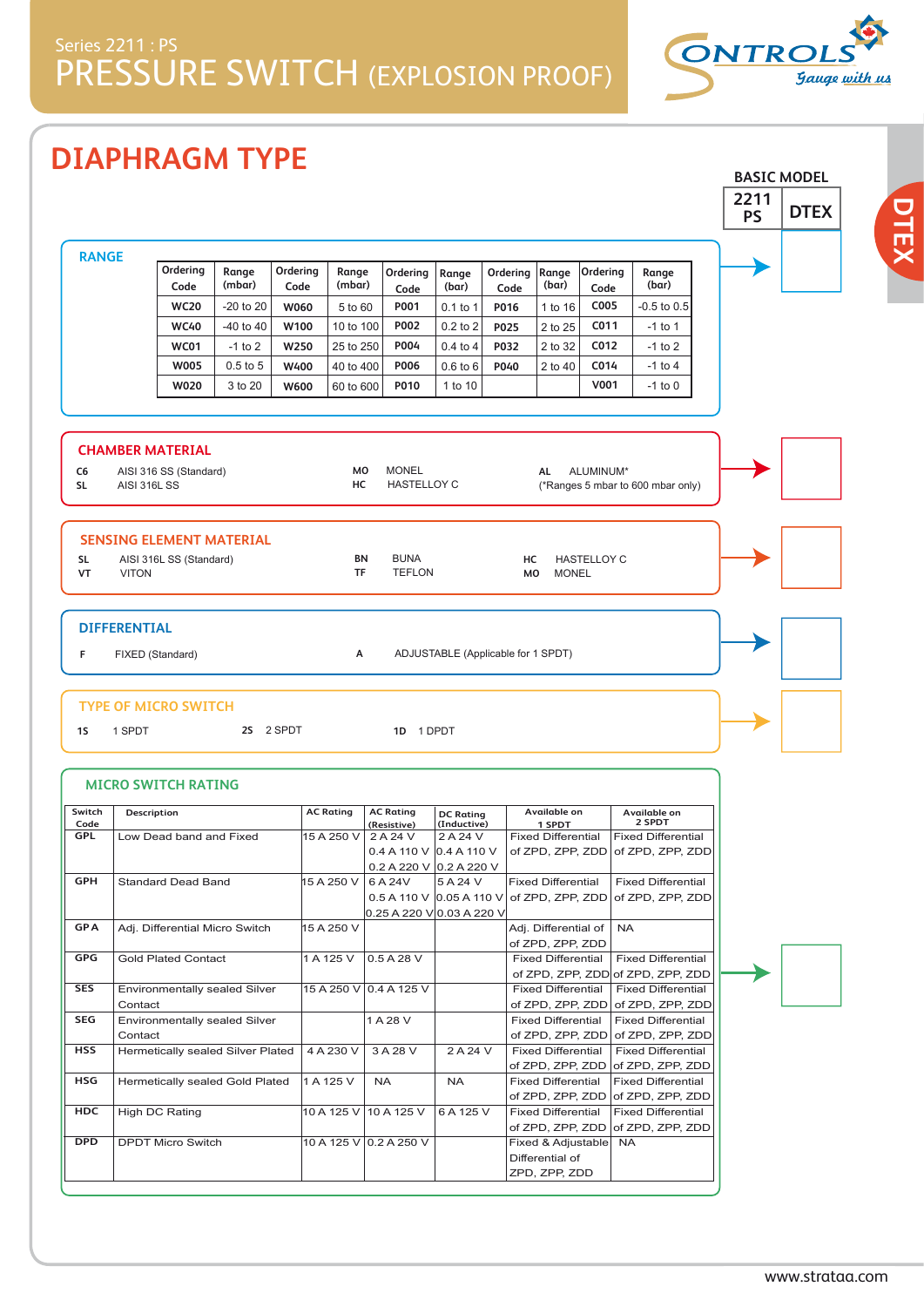Series 2211 : PS

# PRESSURE SWITCH (EXPLOSION PROOF)

## DIAPHRAGM TYPE

BASIC MODEL

| 2211 PS | DTEX |
|---|---|

### RANGE

| Ordering Code | Range (mbar) | Ordering Code | Range (mbar) | Ordering Code | Range (bar) | Ordering Code | Range (bar) | Ordering Code | Range (bar) |
|---|---|---|---|---|---|---|---|---|---|
| WC20 | -20 to 20 | W060 | 5 to 60 | P001 | 0.1 to 1 | P016 | 1 to 16 | C005 | -0.5 to 0.5 |
| WC40 | -40 to 40 | W100 | 10 to 100 | P002 | 0.2 to 2 | P025 | 2 to 25 | C011 | -1 to 1 |
| WC01 | -1 to 2 | W250 | 25 to 250 | P004 | 0.4 to 4 | P032 | 2 to 32 | C012 | -1 to 2 |
| W005 | 0.5 to 5 | W400 | 40 to 400 | P006 | 0.6 to 6 | P040 | 2 to 40 | C014 | -1 to 4 |
| W020 | 3 to 20 | W600 | 60 to 600 | P010 | 1 to 10 | | | V001 | -1 to 0 |

### CHAMBER MATERIAL

- **C6** AISI 316 SS (Standard)
- **SL** AISI 316L SS
- **MO** MONEL
- **HC** HASTELLOY C
- **AL** ALUMINUM* (*Ranges 5 mbar to 600 mbar only)

### SENSING ELEMENT MATERIAL

- **SL** AISI 316L SS (Standard)
- **VT** VITON
- **BN** BUNA
- **TF** TEFLON
- **HC** HASTELLOY C
- **MO** MONEL

### DIFFERENTIAL

- **F** FIXED (Standard)
- **A** ADJUSTABLE (Applicable for 1 SPDT)

### TYPE OF MICRO SWITCH

- **1S** 1 SPDT
- **2S** 2 SPDT
- **1D** 1 DPDT

### MICRO SWITCH RATING

| Switch Code | Description | AC Rating | AC Rating (Resistive) | DC Rating (Inductive) | Available on 1 SPDT | Available on 2 SPDT |
|---|---|---|---|---|---|---|
| GPL | Low Dead band and Fixed | 15 A 250 V | 2 A 24 V<br>0.4 A 110 V<br>0.2 A 220 V | 2 A 24 V<br>0.4 A 110 V<br>0.2 A 220 V | Fixed Differential of ZPD, ZPP, ZDD | Fixed Differential of ZPD, ZPP, ZDD |
| GPH | Standard Dead Band | 15 A 250 V | 6 A 24V<br>0.5 A 110 V<br>0.25 A 220 V | 5 A 24 V<br>0.05 A 110 V<br>0.03 A 220 V | Fixed Differential of ZPD, ZPP, ZDD | Fixed Differential of ZPD, ZPP, ZDD |
| GPA | Adj. Differential Micro Switch | 15 A 250 V | | | Adj. Differential of ZPD, ZPP, ZDD | NA |
| GPG | Gold Plated Contact | 1 A 125 V | 0.5 A 28 V | | Fixed Differential of ZPD, ZPP, ZDD | Fixed Differential of ZPD, ZPP, ZDD |
| SES | Environmentally sealed Silver Contact | 15 A 250 V | 0.4 A 125 V | | Fixed Differential of ZPD, ZPP, ZDD | Fixed Differential of ZPD, ZPP, ZDD |
| SEG | Environmentally sealed Silver Contact | | 1 A 28 V | | Fixed Differential of ZPD, ZPP, ZDD | Fixed Differential of ZPD, ZPP, ZDD |
| HSS | Hermetically sealed Silver Plated | 4 A 230 V | 3 A 28 V | 2 A 24 V | Fixed Differential of ZPD, ZPP, ZDD | Fixed Differential of ZPD, ZPP, ZDD |
| HSG | Hermetically sealed Gold Plated | 1 A 125 V | NA | NA | Fixed Differential of ZPD, ZPP, ZDD | Fixed Differential of ZPD, ZPP, ZDD |
| HDC | High DC Rating | 10 A 125 V | 10 A 125 V | 6 A 125 V | Fixed Differential of ZPD, ZPP, ZDD | Fixed Differential of ZPD, ZPP, ZDD |
| DPD | DPDT Micro Switch | 10 A 125 V | 0.2 A 250 V | | Fixed & Adjustable Differential of ZPD, ZPP, ZDD | NA |

www.strataa.com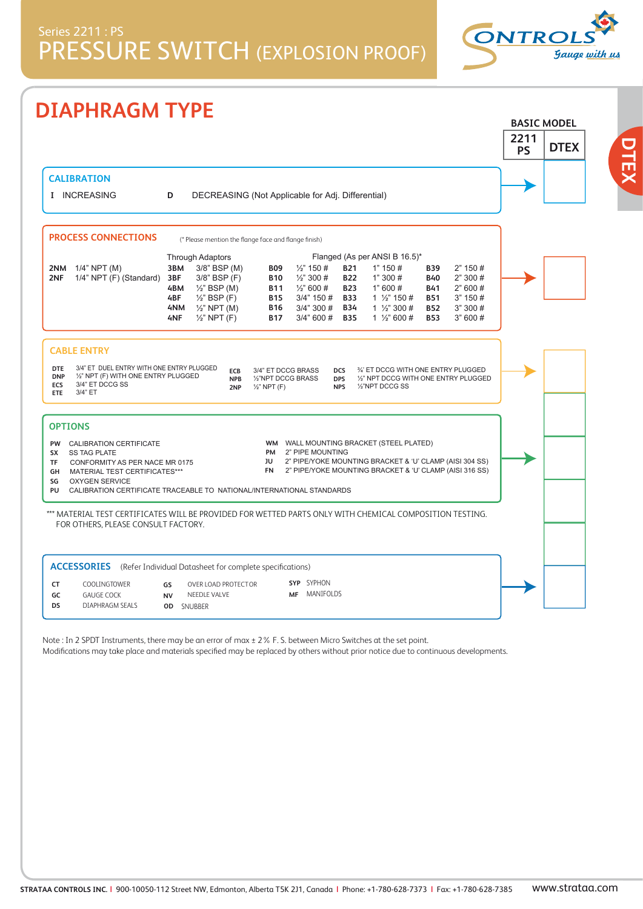# Series 2211 : PS
# PRESSURE SWITCH (EXPLOSION PROOF)

## DIAPHRAGM TYPE

BASIC MODEL

| 2211 PS | DTEX |
|---|---|

DTEX

### CALIBRATION

**I** INCREASING  **D** DECREASING (Not Applicable for Adj. Differential)

### PROCESS CONNECTIONS

(* Please mention the flange face and flange finish)

| | | Through Adaptors | | Flanged (As per ANSI B 16.5)* | | | | | |
|---|---|---|---|---|---|---|---|---|---|
| **2NM** | 1/4" NPT (M) | **3BM** | 3/8" BSP (M) | **B09** | ½" 150 # | **B21** | 1" 150 # | **B39** | 2" 150 # |
| **2NF** | 1/4" NPT (F) (Standard) | **3BF** | 3/8" BSP (F) | **B10** | ½" 300 # | **B22** | 1" 300 # | **B40** | 2" 300 # |
| | | **4BM** | ½" BSP (M) | **B11** | ½" 600 # | **B23** | 1" 600 # | **B41** | 2" 600 # |
| | | **4BF** | ½" BSP (F) | **B15** | 3/4" 150 # | **B33** | 1 ½" 150 # | **B51** | 3" 150 # |
| | | **4NM** | ½" NPT (M) | **B16** | 3/4" 300 # | **B34** | 1 ½" 300 # | **B52** | 3" 300 # |
| | | **4NF** | ½" NPT (F) | **B17** | 3/4" 600 # | **B35** | 1 ½" 600 # | **B53** | 3" 600 # |

### CABLE ENTRY

| | | | | | |
|---|---|---|---|---|---|
| **DTE** | 3/4" ET DUEL ENTRY WITH ONE ENTRY PLUGGED | **ECB** | 3/4" ET DCCG BRASS | **DCS** | ¾" ET DCCG WITH ONE ENTRY PLUGGED |
| **DNP** | ½" NPT (F) WITH ONE ENTRY PLUGGED | **NPB** | ½"NPT DCCG BRASS | **DPS** | ½" NPT DCCG WITH ONE ENTRY PLUGGED |
| **ECS** | 3/4" ET DCCG SS | **2NP** | ½" NPT (F) | **NPS** | ½"NPT DCCG SS |
| **ETE** | 3/4" ET | | | | |

### OPTIONS

| | | | |
|---|---|---|---|
| **PW** | CALIBRATION CERTIFICATE | **WM** | WALL MOUNTING BRACKET (STEEL PLATED) |
| **SX** | SS TAG PLATE | **PM** | 2" PIPE MOUNTING |
| **TF** | CONFORMITY AS PER NACE MR 0175 | **JU** | 2" PIPE/YOKE MOUNTING BRACKET & 'U' CLAMP (AISI 304 SS) |
| **GH** | MATERIAL TEST CERTIFICATES*** | **FN** | 2" PIPE/YOKE MOUNTING BRACKET & 'U' CLAMP (AISI 316 SS) |
| **SG** | OXYGEN SERVICE | | |
| **PU** | CALIBRATION CERTIFICATE TRACEABLE TO NATIONAL/INTERNATIONAL STANDARDS | | |

*** MATERIAL TEST CERTIFICATES WILL BE PROVIDED FOR WETTED PARTS ONLY WITH CHEMICAL COMPOSITION TESTING. FOR OTHERS, PLEASE CONSULT FACTORY.

### ACCESSORIES (Refer Individual Datasheet for complete specifications)

| | | | | | |
|---|---|---|---|---|---|
| **CT** | COOLINGTOWER | **GS** | OVER LOAD PROTECTOR | **SYP** | SYPHON |
| **GC** | GAUGE COCK | **NV** | NEEDLE VALVE | **MF** | MANIFOLDS |
| **DS** | DIAPHRAGM SEALS | **OD** | SNUBBER | | |

Note : In 2 SPDT Instruments, there may be an error of max ± 2% F. S. between Micro Switches at the set point.
Modifications may take place and materials specified may be replaced by others without prior notice due to continuous developments.

STRATAA CONTROLS INC. | 900-10050-112 Street NW, Edmonton, Alberta T5K 2J1, Canada | Phone: +1-780-628-7373 | Fax: +1-780-628-7385 www.strataa.com